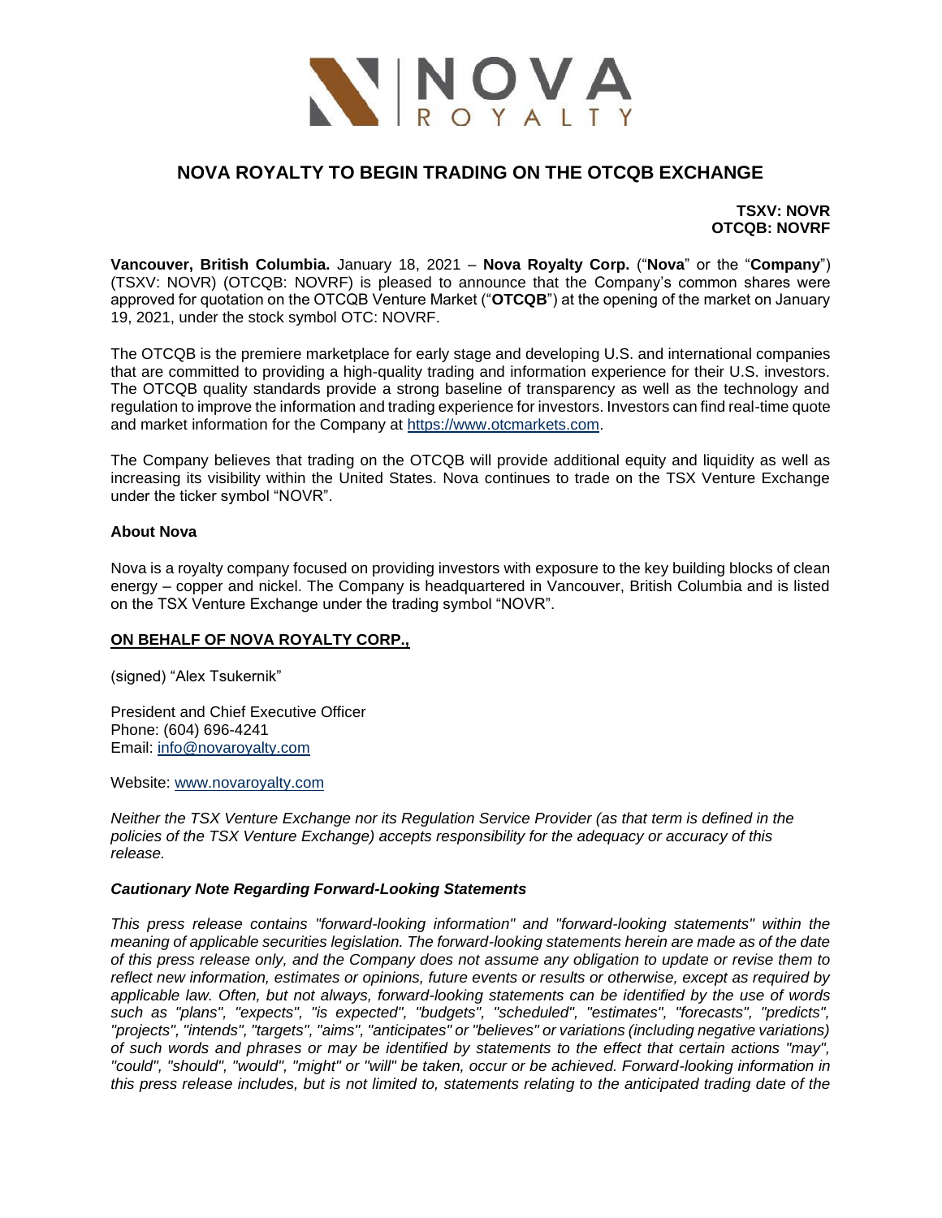# NOVA ROYALTY TO BEGIN TRADING ON THE OTCQB EXCHANGE

**TSXV: NOVR**
**OTCQB: NOVRF**

**Vancouver, British Columbia.** January 18, 2021 – **Nova Royalty Corp.** ("**Nova**" or the "**Company**") (TSXV: NOVR) (OTCQB: NOVRF) is pleased to announce that the Company's common shares were approved for quotation on the OTCQB Venture Market ("**OTCQB**") at the opening of the market on January 19, 2021, under the stock symbol OTC: NOVRF.

The OTCQB is the premiere marketplace for early stage and developing U.S. and international companies that are committed to providing a high-quality trading and information experience for their U.S. investors. The OTCQB quality standards provide a strong baseline of transparency as well as the technology and regulation to improve the information and trading experience for investors. Investors can find real-time quote and market information for the Company at https://www.otcmarkets.com.

The Company believes that trading on the OTCQB will provide additional equity and liquidity as well as increasing its visibility within the United States. Nova continues to trade on the TSX Venture Exchange under the ticker symbol "NOVR".

**About Nova**

Nova is a royalty company focused on providing investors with exposure to the key building blocks of clean energy – copper and nickel. The Company is headquartered in Vancouver, British Columbia and is listed on the TSX Venture Exchange under the trading symbol "NOVR".

**ON BEHALF OF NOVA ROYALTY CORP.,**

(signed) "Alex Tsukernik"

President and Chief Executive Officer
Phone: (604) 696-4241
Email: info@novaroyalty.com

Website: www.novaroyalty.com

*Neither the TSX Venture Exchange nor its Regulation Service Provider (as that term is defined in the policies of the TSX Venture Exchange) accepts responsibility for the adequacy or accuracy of this release.*

***Cautionary Note Regarding Forward-Looking Statements***

*This press release contains "forward-looking information" and "forward-looking statements" within the meaning of applicable securities legislation. The forward-looking statements herein are made as of the date of this press release only, and the Company does not assume any obligation to update or revise them to reflect new information, estimates or opinions, future events or results or otherwise, except as required by applicable law. Often, but not always, forward-looking statements can be identified by the use of words such as "plans", "expects", "is expected", "budgets", "scheduled", "estimates", "forecasts", "predicts", "projects", "intends", "targets", "aims", "anticipates" or "believes" or variations (including negative variations) of such words and phrases or may be identified by statements to the effect that certain actions "may", "could", "should", "would", "might" or "will" be taken, occur or be achieved. Forward-looking information in this press release includes, but is not limited to, statements relating to the anticipated trading date of the*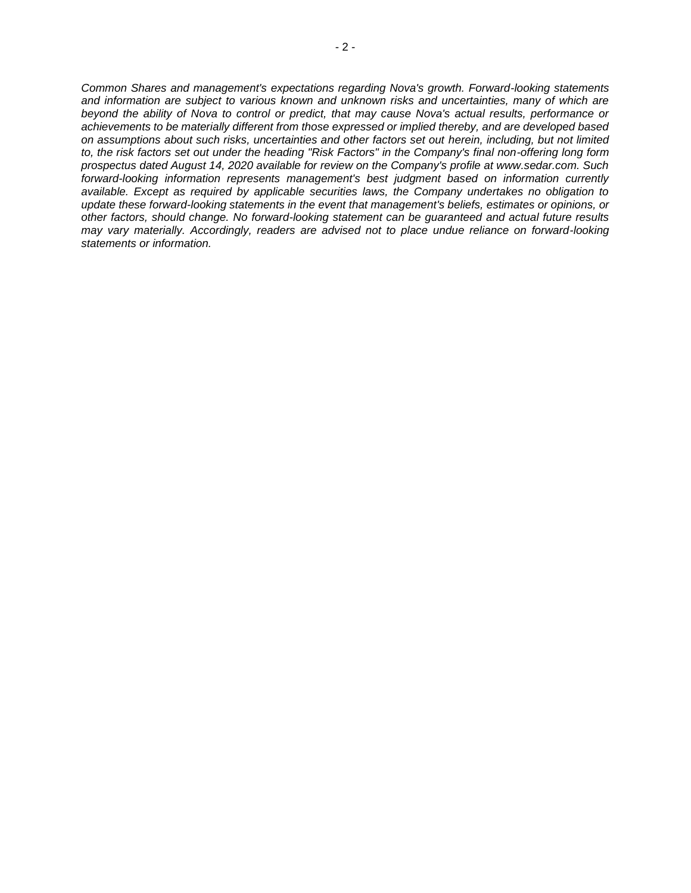*Common Shares and management's expectations regarding Nova's growth. Forward-looking statements and information are subject to various known and unknown risks and uncertainties, many of which are beyond the ability of Nova to control or predict, that may cause Nova's actual results, performance or achievements to be materially different from those expressed or implied thereby, and are developed based on assumptions about such risks, uncertainties and other factors set out herein, including, but not limited to, the risk factors set out under the heading "Risk Factors" in the Company's final non-offering long form prospectus dated August 14, 2020 available for review on the Company's profile at www.sedar.com. Such forward-looking information represents management's best judgment based on information currently available. Except as required by applicable securities laws, the Company undertakes no obligation to update these forward-looking statements in the event that management's beliefs, estimates or opinions, or other factors, should change. No forward-looking statement can be guaranteed and actual future results may vary materially. Accordingly, readers are advised not to place undue reliance on forward-looking statements or information.*